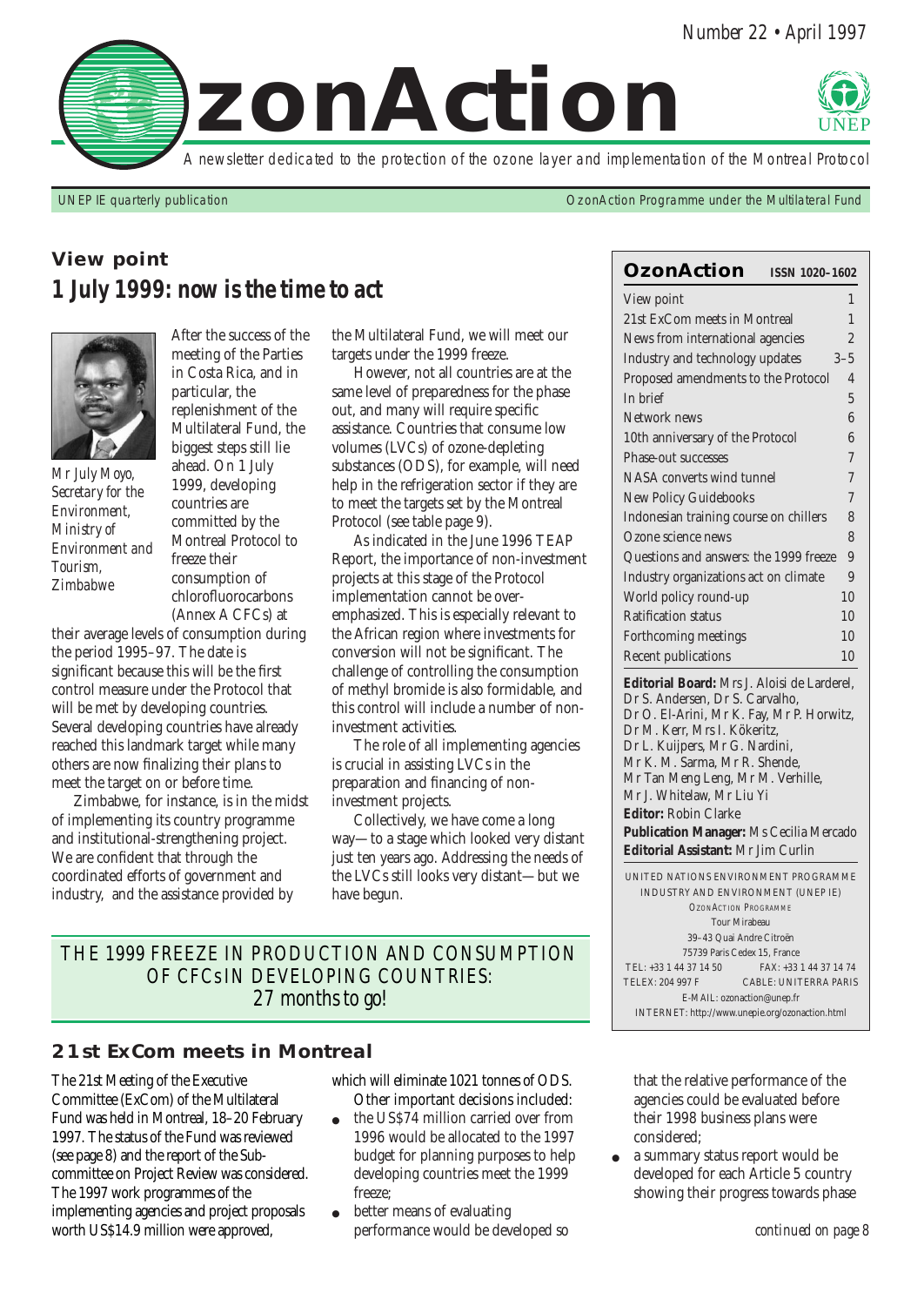Number 22 • April 1997

# OzonAction

A newsletter dedicated to the protection of the ozone layer and implementation of the Montreal Protocol

UNEP IE quarterly publication — OzonAction Programme under the Multilateral Fund

## View point

## 1 July 1999: now is the time to act

*Mr July Moyo, Secretary for the Environment, Ministry of Environment and Tourism, Zimbabwe*

After the success of the meeting of the Parties in Costa Rica, and in particular, the replenishment of the Multilateral Fund, the biggest steps still lie ahead. On 1 July 1999, developing countries are committed by the Montreal Protocol to freeze their consumption of chlorofluorocarbons (Annex A CFCs) at their average levels of consumption during the period 1995–97. The date is significant because this will be the first control measure under the Protocol that will be met by developing countries. Several developing countries have already reached this landmark target while many others are now finalizing their plans to meet the target on or before time.

Zimbabwe, for instance, is in the midst of implementing its country programme and institutional-strengthening project. We are confident that through the coordinated efforts of government and industry, and the assistance provided by the Multilateral Fund, we will meet our targets under the 1999 freeze.

However, not all countries are at the same level of preparedness for the phase out, and many will require specific assistance. Countries that consume low volumes (LVCs) of ozone-depleting substances (ODS), for example, will need help in the refrigeration sector if they are to meet the targets set by the Montreal Protocol (see table page 9).

As indicated in the June 1996 TEAP Report, the importance of non-investment projects at this stage of the Protocol implementation cannot be over-emphasized. This is especially relevant to the African region where investments for conversion will not be significant. The challenge of controlling the consumption of methyl bromide is also formidable, and this control will include a number of non-investment activities.

The role of all implementing agencies is crucial in assisting LVCs in the preparation and financing of non-investment projects.

Collectively, we have come a long way—to a stage which looked very distant just ten years ago. Addressing the needs of the LVCs still looks very distant—but we have begun.

THE 1999 FREEZE IN PRODUCTION AND CONSUMPTION OF CFCs IN DEVELOPING COUNTRIES: 27 months to go!

## 21st ExCom meets in Montreal

The 21st Meeting of the Executive Committee (ExCom) of the Multilateral Fund was held in Montreal, 18–20 February 1997. The status of the Fund was reviewed (see page 8) and the report of the Sub-committee on Project Review was considered. The 1997 work programmes of the implementing agencies and project proposals worth US$14.9 million were approved, which will eliminate 1021 tonnes of ODS.

Other important decisions included:

- the US$74 million carried over from 1996 would be allocated to the 1997 budget for planning purposes to help developing countries meet the 1999 freeze;
- better means of evaluating performance would be developed so that the relative performance of the agencies could be evaluated before their 1998 business plans were considered;
- a summary status report would be developed for each Article 5 country showing their progress towards phase

*continued on page 8*

---

**OzonAction** ISSN 1020–1602

| | |
|---|---|
| View point | 1 |
| 21st ExCom meets in Montreal | 1 |
| News from international agencies | 2 |
| Industry and technology updates | 3–5 |
| Proposed amendments to the Protocol | 4 |
| In brief | 5 |
| Network news | 6 |
| 10th anniversary of the Protocol | 6 |
| Phase-out successes | 7 |
| NASA converts wind tunnel | 7 |
| New Policy Guidebooks | 7 |
| Indonesian training course on chillers | 8 |
| Ozone science news | 8 |
| Questions and answers: the 1999 freeze | 9 |
| Industry organizations act on climate | 9 |
| World policy round-up | 10 |
| Ratification status | 10 |
| Forthcoming meetings | 10 |
| Recent publications | 10 |

**Editorial Board:** Mrs J. Aloisi de Larderel, Dr S. Andersen, Dr S. Carvalho, Dr O. El-Arini, Mr K. Fay, Mr P. Horwitz, Dr M. Kerr, Mrs I. Kökeritz, Dr L. Kuijpers, Mr G. Nardini, Mr K. M. Sarma, Mr R. Shende, Mr Tan Meng Leng, Mr M. Verhille, Mr J. Whitelaw, Mr Liu Yi

**Editor:** Robin Clarke

**Publication Manager:** Ms Cecilia Mercado

**Editorial Assistant:** Mr Jim Curlin

UNITED NATIONS ENVIRONMENT PROGRAMME
INDUSTRY AND ENVIRONMENT (UNEP IE)
OZONACTION PROGRAMME
Tour Mirabeau
39–43 Quai André Citroën
75739 Paris Cedex 15, France
TEL: +33 1 44 37 14 50 FAX: +33 1 44 37 14 74
TELEX: 204 997 F CABLE: UNITERRA PARIS
E-MAIL: ozonaction@unep.fr
INTERNET: http://www.unepie.org/ozonaction.html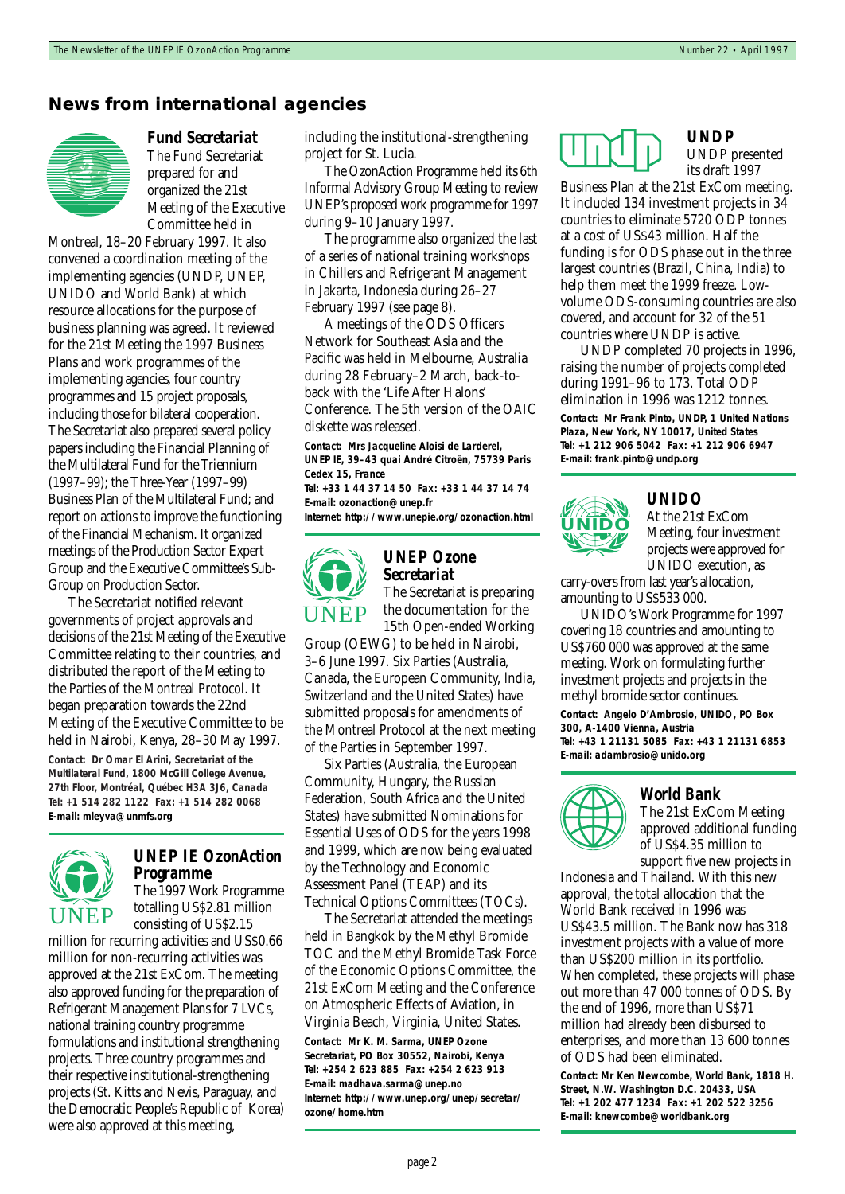## News from international agencies

### Fund Secretariat

The Fund Secretariat prepared for and organized the 21st Meeting of the Executive Committee held in Montreal, 18–20 February 1997. It also convened a coordination meeting of the implementing agencies (UNDP, UNEP, UNIDO and World Bank) at which resource allocations for the purpose of business planning was agreed. It reviewed for the 21st Meeting the 1997 Business Plans and work programmes of the implementing agencies, four country programmes and 15 project proposals, including those for bilateral cooperation. The Secretariat also prepared several policy papers including the Financial Planning of the Multilateral Fund for the Triennium (1997–99); the Three-Year (1997–99) Business Plan of the Multilateral Fund; and report on actions to improve the functioning of the Financial Mechanism. It organized meetings of the Production Sector Expert Group and the Executive Committee's Sub-Group on Production Sector.

The Secretariat notified relevant governments of project approvals and decisions of the 21st Meeting of the Executive Committee relating to their countries, and distributed the report of the Meeting to the Parties of the Montreal Protocol. It began preparation towards the 22nd Meeting of the Executive Committee to be held in Nairobi, Kenya, 28–30 May 1997.

**Contact: Dr Omar El Arini, Secretariat of the Multilateral Fund, 1800 McGill College Avenue, 27th Floor, Montréal, Québec H3A 3J6, Canada**
**Tel: +1 514 282 1122 Fax: +1 514 282 0068**
**E-mail: mleyva@unmfs.org**

### UNEP IE OzonAction Programme

The 1997 Work Programme totalling US$2.81 million consisting of US$2.15 million for recurring activities and US$0.66 million for non-recurring activities was approved at the 21st ExCom. The meeting also approved funding for the preparation of Refrigerant Management Plans for 7 LVCs, national training country programme formulations and institutional strengthening projects. Three country programmes and their respective institutional-strengthening projects (St. Kitts and Nevis, Paraguay, and the Democratic People's Republic of Korea) were also approved at this meeting, including the institutional-strengthening project for St. Lucia.

The OzonAction Programme held its 6th Informal Advisory Group Meeting to review UNEP's proposed work programme for 1997 during 9–10 January 1997.

The programme also organized the last of a series of national training workshops in Chillers and Refrigerant Management in Jakarta, Indonesia during 26–27 February 1997 (see page 8).

A meetings of the ODS Officers Network for Southeast Asia and the Pacific was held in Melbourne, Australia during 28 February–2 March, back-to-back with the 'Life After Halons' Conference. The 5th version of the OAIC diskette was released.

**Contact: Mrs Jacqueline Aloisi de Larderel, UNEP IE, 39–43 quai André Citroën, 75739 Paris Cedex 15, France**
**Tel: +33 1 44 37 14 50 Fax: +33 1 44 37 14 74**
**E-mail: ozonaction@unep.fr**
**Internet: http://www.unepie.org/ozonaction.html**

### UNEP Ozone Secretariat

The Secretariat is preparing the documentation for the 15th Open-ended Working Group (OEWG) to be held in Nairobi, 3–6 June 1997. Six Parties (Australia, Canada, the European Community, India, Switzerland and the United States) have submitted proposals for amendments of the Montreal Protocol at the next meeting of the Parties in September 1997.

Six Parties (Australia, the European Community, Hungary, the Russian Federation, South Africa and the United States) have submitted Nominations for Essential Uses of ODS for the years 1998 and 1999, which are now being evaluated by the Technology and Economic Assessment Panel (TEAP) and its Technical Options Committees (TOCs).

The Secretariat attended the meetings held in Bangkok by the Methyl Bromide TOC and the Methyl Bromide Task Force of the Economic Options Committee, the 21st ExCom Meeting and the Conference on Atmospheric Effects of Aviation, in Virginia Beach, Virginia, United States.

**Contact: Mr K. M. Sarma, UNEP Ozone Secretariat, PO Box 30552, Nairobi, Kenya**
**Tel: +254 2 623 885 Fax: +254 2 623 913**
**E-mail: madhava.sarma@unep.no**
**Internet: http://www.unep.org/unep/secretar/ozone/home.htm**

### UNDP

UNDP presented its draft 1997 Business Plan at the 21st ExCom meeting. It included 134 investment projects in 34 countries to eliminate 5720 ODP tonnes at a cost of US$43 million. Half the funding is for ODS phase out in the three largest countries (Brazil, China, India) to help them meet the 1999 freeze. Low-volume ODS-consuming countries are also covered, and account for 32 of the 51 countries where UNDP is active.

UNDP completed 70 projects in 1996, raising the number of projects completed during 1991–96 to 173. Total ODP elimination in 1996 was 1212 tonnes.

**Contact: Mr Frank Pinto, UNDP, 1 United Nations Plaza, New York, NY 10017, United States**
**Tel: +1 212 906 5042 Fax: +1 212 906 6947**
**E-mail: frank.pinto@undp.org**

### UNIDO

At the 21st ExCom Meeting, four investment projects were approved for UNIDO execution, as carry-overs from last year's allocation, amounting to US$533 000.

UNIDO's Work Programme for 1997 covering 18 countries and amounting to US$760 000 was approved at the same meeting. Work on formulating further investment projects and projects in the methyl bromide sector continues.

**Contact: Angelo D'Ambrosio, UNIDO, PO Box 300, A-1400 Vienna, Austria**
**Tel: +43 1 21131 5085 Fax: +43 1 21131 6853**
**E-mail: adambrosio@unido.org**

### World Bank

The 21st ExCom Meeting approved additional funding of US$4.35 million to support five new projects in Indonesia and Thailand. With this new approval, the total allocation that the World Bank received in 1996 was US$43.5 million. The Bank now has 318 investment projects with a value of more than US$200 million in its portfolio. When completed, these projects will phase out more than 47 000 tonnes of ODS. By the end of 1996, more than US$71 million had already been disbursed to enterprises, and more than 13 600 tonnes of ODS had been eliminated.

**Contact: Mr Ken Newcombe, World Bank, 1818 H. Street, N.W. Washington D.C. 20433, USA**
**Tel: +1 202 477 1234 Fax: +1 202 522 3256**
**E-mail: knewcombe@worldbank.org**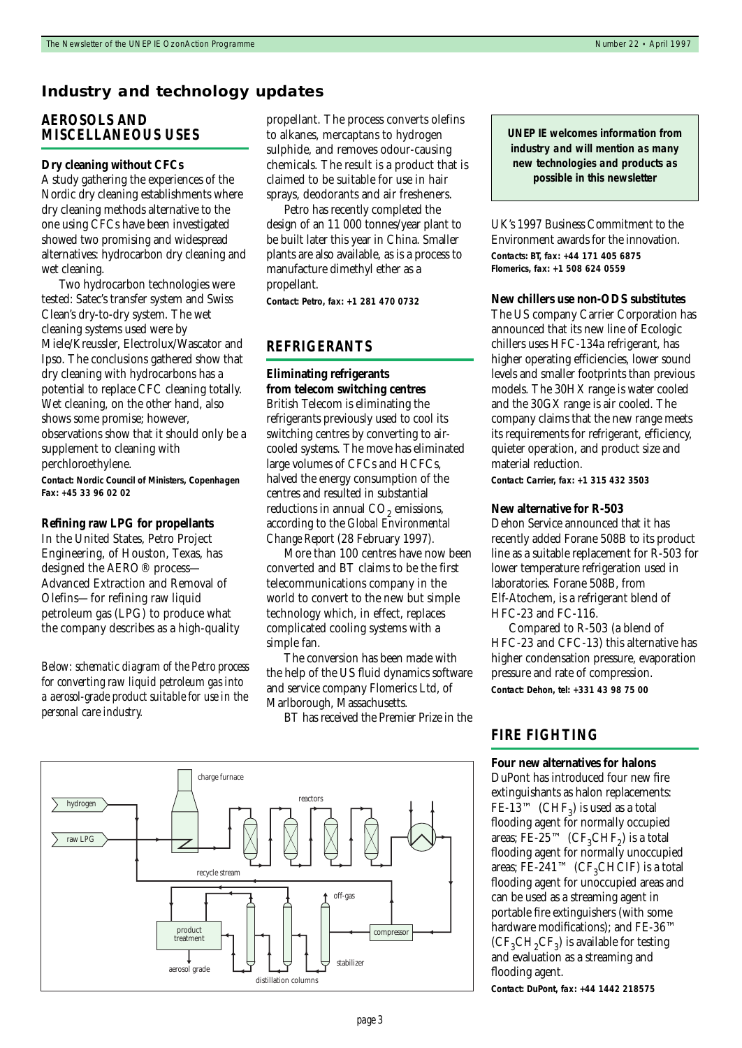## Industry and technology updates

### AEROSOLS AND MISCELLANEOUS USES

**Dry cleaning without CFCs**

A study gathering the experiences of the Nordic dry cleaning establishments where dry cleaning methods alternative to the one using CFCs have been investigated showed two promising and widespread alternatives: hydrocarbon dry cleaning and wet cleaning.

Two hydrocarbon technologies were tested: Satec's transfer system and Swiss Clean's dry-to-dry system. The wet cleaning systems used were by Miele/Kreussler, Electrolux/Wascator and Ipso. The conclusions gathered show that dry cleaning with hydrocarbons has a potential to replace CFC cleaning totally. Wet cleaning, on the other hand, also shows some promise; however, observations show that it should only be a supplement to cleaning with perchloroethylene.

**Contact: Nordic Council of Ministers, Copenhagen Fax: +45 33 96 02 02**

**Refining raw LPG for propellants**

In the United States, Petro Project Engineering, of Houston, Texas, has designed the AERO® process—Advanced Extraction and Removal of Olefins—for refining raw liquid petroleum gas (LPG) to produce what the company describes as a high-quality propellant. The process converts olefins to alkanes, mercaptans to hydrogen sulphide, and removes odour-causing chemicals. The result is a product that is claimed to be suitable for use in hair sprays, deodorants and air fresheners.

Petro has recently completed the design of an 11 000 tonnes/year plant to be built later this year in China. Smaller plants are also available, as is a process to manufacture dimethyl ether as a propellant.

**Contact: Petro, fax: +1 281 470 0732**

*Below: schematic diagram of the Petro process for converting raw liquid petroleum gas into a aerosol-grade product suitable for use in the personal care industry.*

### REFRIGERANTS

**Eliminating refrigerants from telecom switching centres**

British Telecom is eliminating the refrigerants previously used to cool its switching centres by converting to air-cooled systems. The move has eliminated large volumes of CFCs and HCFCs, halved the energy consumption of the centres and resulted in substantial reductions in annual $CO_2$ emissions, according to the *Global Environmental Change Report* (28 February 1997).

More than 100 centres have now been converted and BT claims to be the first telecommunications company in the world to convert to the new but simple technology which, in effect, replaces complicated cooling systems with a simple fan.

The conversion has been made with the help of the US fluid dynamics software and service company Flomerics Ltd, of Marlborough, Massachusetts.

BT has received the Premier Prize in the UK's 1997 Business Commitment to the Environment awards for the innovation.

**Contacts: BT, fax: +44 171 405 6875**
**Flomerics, fax: +1 508 624 0559**

**UNEP IE welcomes information from industry and will mention as many new technologies and products as possible in this newsletter**

**New chillers use non-ODS substitutes**

The US company Carrier Corporation has announced that its new line of Ecologic chillers uses HFC-134a refrigerant, has higher operating efficiencies, lower sound levels and smaller footprints than previous models. The 30HX range is water cooled and the 30GX range is air cooled. The company claims that the new range meets its requirements for refrigerant, efficiency, quieter operation, and product size and material reduction.

**Contact: Carrier, fax: +1 315 432 3503**

**New alternative for R-503**

Dehon Service announced that it has recently added Forane 508B to its product line as a suitable replacement for R-503 for lower temperature refrigeration used in laboratories. Forane 508B, from Elf-Atochem, is a refrigerant blend of HFC-23 and FC-116.

Compared to R-503 (a blend of HFC-23 and CFC-13) this alternative has higher condensation pressure, evaporation pressure and rate of compression.

**Contact: Dehon, tel: +331 43 98 75 00**

### FIRE FIGHTING

**Four new alternatives for halons**

DuPont has introduced four new fire extinguishants as halon replacements: FE-13™ ($CHF_3$) is used as a total flooding agent for normally occupied areas; FE-25™ ($CF_3CHF_2$) is a total flooding agent for normally unoccupied areas; FE-241™ ($CF_3CHClF$) is a total flooding agent for unoccupied areas and can be used as a streaming agent in portable fire extinguishers (with some hardware modifications); and FE-36™ ($CF_3CH_2CF_3$) is available for testing and evaluation as a streaming and flooding agent.

**Contact: DuPont, fax: +44 1442 218575**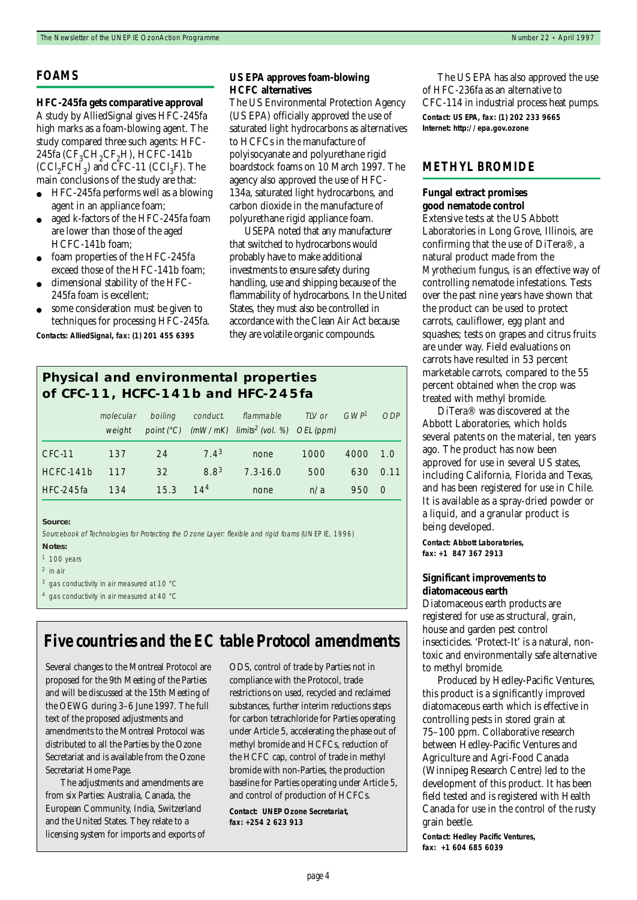## FOAMS

### HFC-245fa gets comparative approval

A study by AlliedSignal gives HFC-245fa high marks as a foam-blowing agent. The study compared three such agents: HFC-245fa ($CF_3CH_2CF_2H$), HCFC-141b ($CCl_2FCH_3$) and CFC-11 ($CCl_3F$). The main conclusions of the study are that:

- HFC-245fa performs well as a blowing agent in an appliance foam;
- aged k-factors of the HFC-245fa foam are lower than those of the aged HCFC-141b foam;
- foam properties of the HFC-245fa exceed those of the HFC-141b foam;
- dimensional stability of the HFC-245fa foam is excellent;
- some consideration must be given to techniques for processing HFC-245fa.

**Contacts: AlliedSignal, fax: (1) 201 455 6395**

### US EPA approves foam-blowing HCFC alternatives

The US Environmental Protection Agency (US EPA) officially approved the use of saturated light hydrocarbons as alternatives to HCFCs in the manufacture of polyisocyanate and polyurethane rigid boardstock foams on 10 March 1997. The agency also approved the use of HFC-134a, saturated light hydrocarbons, and carbon dioxide in the manufacture of polyurethane rigid appliance foam.

USEPA noted that any manufacturer that switched to hydrocarbons would probably have to make additional investments to ensure safety during handling, use and shipping because of the flammability of hydrocarbons. In the United States, they must also be controlled in accordance with the Clean Air Act because they are volatile organic compounds.

The US EPA has also approved the use of HFC-236fa as an alternative to CFC-114 in industrial process heat pumps.

**Contact: US EPA, fax: (1) 202 233 9665**
**Internet: http://epa.gov.ozone**

### Physical and environmental properties of CFC-11, HCFC-141b and HFC-245fa

| | molecular weight | boiling point (°C) | conduct. (mW/mK) | flammable limits[2] (vol. %) | TLV or OEL (ppm) | GWP[1] | ODP |
|---|---|---|---|---|---|---|---|
| CFC-11 | 137 | 24 | 7.4[3] | none | 1000 | 4000 | 1.0 |
| HCFC-141b | 117 | 32 | 8.8[3] | 7.3-16.0 | 500 | 630 | 0.11 |
| HFC-245fa | 134 | 15.3 | 14[4] | none | n/a | 950 | 0 |

**Source:**
*Sourcebook of Technologies for Protecting the Ozone Layer: flexible and rigid foams* (UNEP IE, 1996)

**Notes:**
[1] 100 years
[2] in air
[3] gas conductivity in air measured at 10 °C
[4] gas conductivity in air measured at 40 °C

## Five countries and the EC table Protocol amendments

Several changes to the Montreal Protocol are proposed for the 9th Meeting of the Parties and will be discussed at the 15th Meeting of the OEWG during 3–6 June 1997. The full text of the proposed adjustments and amendments to the Montreal Protocol was distributed to all the Parties by the Ozone Secretariat and is available from the Ozone Secretariat Home Page.

The adjustments and amendments are from six Parties: Australia, Canada, the European Community, India, Switzerland and the United States. They relate to a licensing system for imports and exports of ODS, control of trade by Parties not in compliance with the Protocol, trade restrictions on used, recycled and reclaimed substances, further interim reductions steps for carbon tetrachloride for Parties operating under Article 5, accelerating the phase out of methyl bromide and HCFCs, reduction of the HCFC cap, control of trade in methyl bromide with non-Parties, the production baseline for Parties operating under Article 5, and control of production of HCFCs.

**Contact: UNEP Ozone Secretariat, fax: +254 2 623 913**

## METHYL BROMIDE

### Fungal extract promises good nematode control

Extensive tests at the US Abbott Laboratories in Long Grove, Illinois, are confirming that the use of DiTera®, a natural product made from the *Myrothecium* fungus, is an effective way of controlling nematode infestations. Tests over the past nine years have shown that the product can be used to protect carrots, cauliflower, egg plant and squashes; tests on grapes and citrus fruits are under way. Field evaluations on carrots have resulted in 53 percent marketable carrots, compared to the 55 percent obtained when the crop was treated with methyl bromide.

DiTera® was discovered at the Abbott Laboratories, which holds several patents on the material, ten years ago. The product has now been approved for use in several US states, including California, Florida and Texas, and has been registered for use in Chile. It is available as a spray-dried powder or a liquid, and a granular product is being developed.

**Contact: Abbott Laboratories, fax: +1 847 367 2913**

### Significant improvements to diatomaceous earth

Diatomaceous earth products are registered for use as structural, grain, house and garden pest control insecticides. 'Protect-It' is a natural, non-toxic and environmentally safe alternative to methyl bromide.

Produced by Hedley-Pacific Ventures, this product is a significantly improved diatomaceous earth which is effective in controlling pests in stored grain at 75–100 ppm. Collaborative research between Hedley-Pacific Ventures and Agriculture and Agri-Food Canada (Winnipeg Research Centre) led to the development of this product. It has been field tested and is registered with Health Canada for use in the control of the rusty grain beetle.

**Contact: Hedley Pacific Ventures, fax: +1 604 685 6039**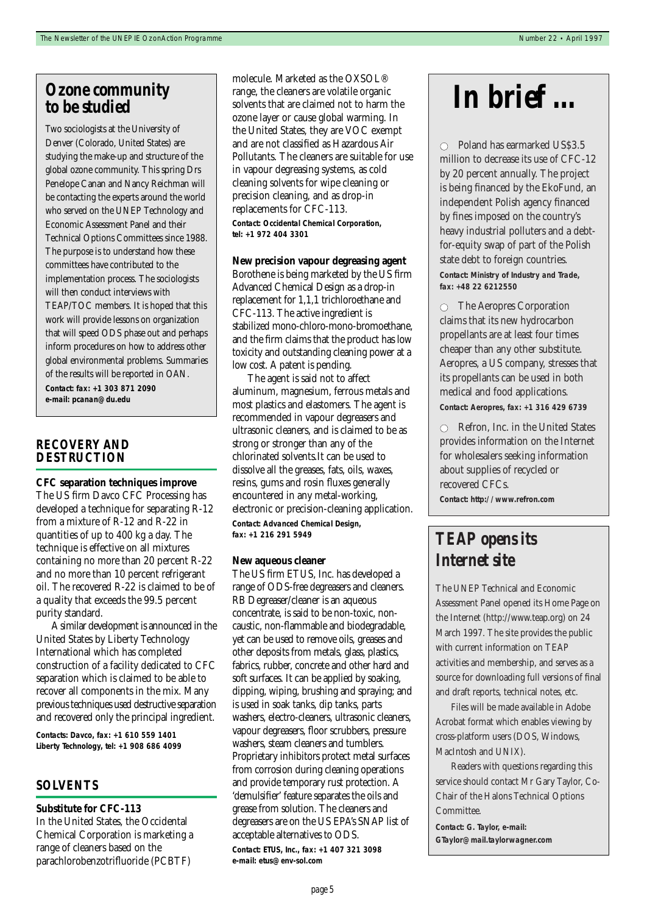## Ozone community to be studied

Two sociologists at the University of Denver (Colorado, United States) are studying the make-up and structure of the global ozone community. This spring Drs Penelope Canan and Nancy Reichman will be contacting the experts around the world who served on the UNEP Technology and Economic Assessment Panel and their Technical Options Committees since 1988. The purpose is to understand how these committees have contributed to the implementation process. The sociologists will then conduct interviews with TEAP/TOC members. It is hoped that this work will provide lessons on organization that will speed ODS phase out and perhaps inform procedures on how to address other global environmental problems. Summaries of the results will be reported in OAN.

**Contact: fax: +1 303 871 2090**
**e-mail: pcanan@du.edu**

## RECOVERY AND DESTRUCTION

### CFC separation techniques improve

The US firm Davco CFC Processing has developed a technique for separating R-12 from a mixture of R-12 and R-22 in quantities of up to 400 kg a day. The technique is effective on all mixtures containing no more than 20 percent R-22 and no more than 10 percent refrigerant oil. The recovered R-22 is claimed to be of a quality that exceeds the 99.5 percent purity standard.

A similar development is announced in the United States by Liberty Technology International which has completed construction of a facility dedicated to CFC separation which is claimed to be able to recover all components in the mix. Many previous techniques used destructive separation and recovered only the principal ingredient.

**Contacts: Davco, fax: +1 610 559 1401**
**Liberty Technology, tel: +1 908 686 4099**

## SOLVENTS

### Substitute for CFC-113

In the United States, the Occidental Chemical Corporation is marketing a range of cleaners based on the parachlorobenzotrifluoride (PCBTF) molecule. Marketed as the OXSOL® range, the cleaners are volatile organic solvents that are claimed not to harm the ozone layer or cause global warming. In the United States, they are VOC exempt and are not classified as Hazardous Air Pollutants. The cleaners are suitable for use in vapour degreasing systems, as cold cleaning solvents for wipe cleaning or precision cleaning, and as drop-in replacements for CFC-113.

**Contact: Occidental Chemical Corporation, tel: +1 972 404 3301**

### New precision vapour degreasing agent

Borothene is being marketed by the US firm Advanced Chemical Design as a drop-in replacement for 1,1,1 trichloroethane and CFC-113. The active ingredient is stabilized mono-chloro-mono-bromoethane, and the firm claims that the product has low toxicity and outstanding cleaning power at a low cost. A patent is pending.

The agent is said not to affect aluminum, magnesium, ferrous metals and most plastics and elastomers. The agent is recommended in vapour degreasers and ultrasonic cleaners, and is claimed to be as strong or stronger than any of the chlorinated solvents.It can be used to dissolve all the greases, fats, oils, waxes, resins, gums and rosin fluxes generally encountered in any metal-working, electronic or precision-cleaning application.

**Contact: Advanced Chemical Design, fax: +1 216 291 5949**

### New aqueous cleaner

The US firm ETUS, Inc. has developed a range of ODS-free degreasers and cleaners. RB Degreaser/cleaner is an aqueous concentrate, is said to be non-toxic, non-caustic, non-flammable and biodegradable, yet can be used to remove oils, greases and other deposits from metals, glass, plastics, fabrics, rubber, concrete and other hard and soft surfaces. It can be applied by soaking, dipping, wiping, brushing and spraying; and is used in soak tanks, dip tanks, parts washers, electro-cleaners, ultrasonic cleaners, vapour degreasers, floor scrubbers, pressure washers, steam cleaners and tumblers. Proprietary inhibitors protect metal surfaces from corrosion during cleaning operations and provide temporary rust protection. A 'demulsifier' feature separates the oils and grease from solution. The cleaners and degreasers are on the US EPA's SNAP list of acceptable alternatives to ODS.

**Contact: ETUS, Inc., fax: +1 407 321 3098**
**e-mail: etus@env-sol.com**

## In brief ...

- Poland has earmarked US$3.5 million to decrease its use of CFC-12 by 20 percent annually. The project is being financed by the EkoFund, an independent Polish agency financed by fines imposed on the country's heavy industrial polluters and a debt-for-equity swap of part of the Polish state debt to foreign countries.
  **Contact: Ministry of Industry and Trade, fax: +48 22 6212550**

- The Aeropres Corporation claims that its new hydrocarbon propellants are at least four times cheaper than any other substitute. Aeropres, a US company, stresses that its propellants can be used in both medical and food applications.
  **Contact: Aeropres, fax: +1 316 429 6739**

- Refron, Inc. in the United States provides information on the Internet for wholesalers seeking information about supplies of recycled or recovered CFCs.
  **Contact: http://www.refron.com**

## TEAP opens its Internet site

The UNEP Technical and Economic Assessment Panel opened its Home Page on the Internet (http://www.teap.org) on 24 March 1997. The site provides the public with current information on TEAP activities and membership, and serves as a source for downloading full versions of final and draft reports, technical notes, etc.

Files will be made available in Adobe Acrobat format which enables viewing by cross-platform users (DOS, Windows, MacIntosh and UNIX).

Readers with questions regarding this service should contact Mr Gary Taylor, Co-Chair of the Halons Technical Options Committee.

**Contact: G. Taylor, e-mail: GTaylor@mail.taylorwagner.com**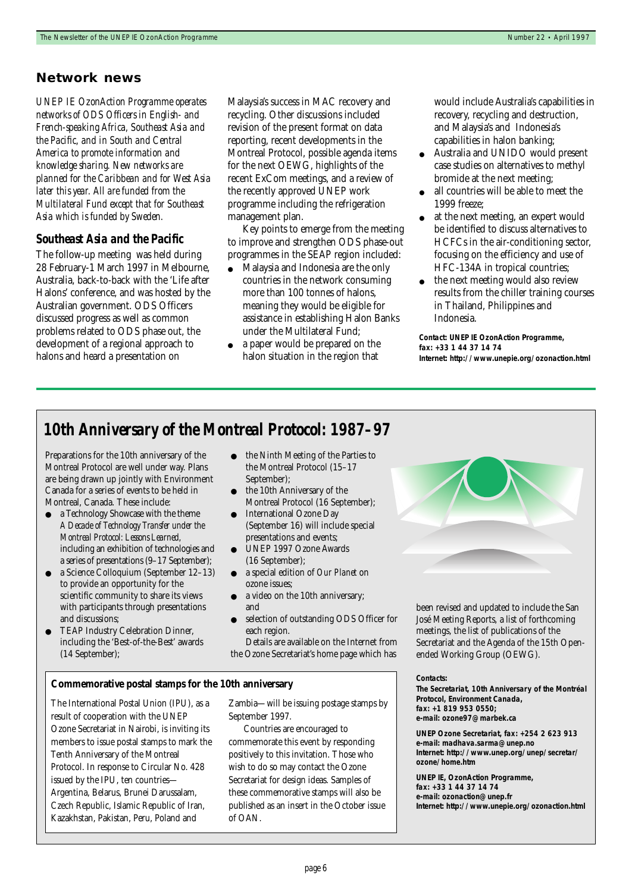## Network news

*UNEP IE OzonAction Programme operates networks of ODS Officers in English- and French-speaking Africa, Southeast Asia and the Pacific, and in South and Central America to promote information and knowledge sharing. New networks are planned for the Caribbean and for West Asia later this year. All are funded from the Multilateral Fund except that for Southeast Asia which is funded by Sweden.*

### Southeast Asia and the Pacific

The follow-up meeting was held during 28 February-1 March 1997 in Melbourne, Australia, back-to-back with the 'Life after Halons' conference, and was hosted by the Australian government. ODS Officers discussed progress as well as common problems related to ODS phase out, the development of a regional approach to halons and heard a presentation on Malaysia's success in MAC recovery and recycling. Other discussions included revision of the present format on data reporting, recent developments in the Montreal Protocol, possible agenda items for the next OEWG, highlights of the recent ExCom meetings, and a review of the recently approved UNEP work programme including the refrigeration management plan.

Key points to emerge from the meeting to improve and strengthen ODS phase-out programmes in the SEAP region included:

- Malaysia and Indonesia are the only countries in the network consuming more than 100 tonnes of halons, meaning they would be eligible for assistance in establishing Halon Banks under the Multilateral Fund;
- a paper would be prepared on the halon situation in the region that would include Australia's capabilities in recovery, recycling and destruction, and Malaysia's and Indonesia's capabilities in halon banking;
- Australia and UNIDO would present case studies on alternatives to methyl bromide at the next meeting;
- all countries will be able to meet the 1999 freeze;
- at the next meeting, an expert would be identified to discuss alternatives to HCFCs in the air-conditioning sector, focusing on the efficiency and use of HFC-134A in tropical countries;
- the next meeting would also review results from the chiller training courses in Thailand, Philippines and Indonesia.

**Contact: UNEP IE OzonAction Programme, fax: +33 1 44 37 14 74**
**Internet: http://www.unepie.org/ozonaction.html**

## 10th Anniversary of the Montreal Protocol: 1987–97

Preparations for the 10th anniversary of the Montreal Protocol are well under way. Plans are being drawn up jointly with Environment Canada for a series of events to be held in Montreal, Canada. These include:

- a Technology Showcase with the theme *A Decade of Technology Transfer under the Montreal Protocol: Lessons Learned*, including an exhibition of technologies and a series of presentations (9–17 September);
- a Science Colloquium (September 12–13) to provide an opportunity for the scientific community to share its views with participants through presentations and discussions;
- TEAP Industry Celebration Dinner, including the 'Best-of-the-Best' awards (14 September);
- the Ninth Meeting of the Parties to the Montreal Protocol (15–17 September);
- the 10th Anniversary of the Montreal Protocol (16 September);
- International Ozone Day (September 16) will include special presentations and events;
- UNEP 1997 Ozone Awards (16 September);
- a special edition of *Our Planet* on ozone issues;
- a video on the 10th anniversary; and
- selection of outstanding ODS Officer for each region.

Details are available on the Internet from the Ozone Secretariat's home page which has been revised and updated to include the San José Meeting Reports, a list of forthcoming meetings, the list of publications of the Secretariat and the Agenda of the 15th Open-ended Working Group (OEWG).

### Commemorative postal stamps for the 10th anniversary

The International Postal Union (IPU), as a result of cooperation with the UNEP Ozone Secretariat in Nairobi, is inviting its members to issue postal stamps to mark the Tenth Anniversary of the Montreal Protocol. In response to Circular No. 428 issued by the IPU, ten countries—Argentina, Belarus, Brunei Darussalam, Czech Republic, Islamic Republic of Iran, Kazakhstan, Pakistan, Peru, Poland and Zambia—will be issuing postage stamps by September 1997.

Countries are encouraged to commemorate this event by responding positively to this invitation. Those who wish to do so may contact the Ozone Secretariat for design ideas. Samples of these commemorative stamps will also be published as an insert in the October issue of OAN.

**Contacts:**

**The Secretariat, 10th Anniversary of the Montréal Protocol, Environment Canada, fax: +1 819 953 0550; e-mail: ozone97@marbek.ca**

**UNEP Ozone Secretariat, fax: +254 2 623 913**
**e-mail: madhava.sarma@unep.no**
**Internet: http://www.unep.org/unep/secretar/ozone/home.htm**

**UNEP IE, OzonAction Programme, fax: +33 1 44 37 14 74**
**e-mail: ozonaction@unep.fr**
**Internet: http://www.unepie.org/ozonaction.html**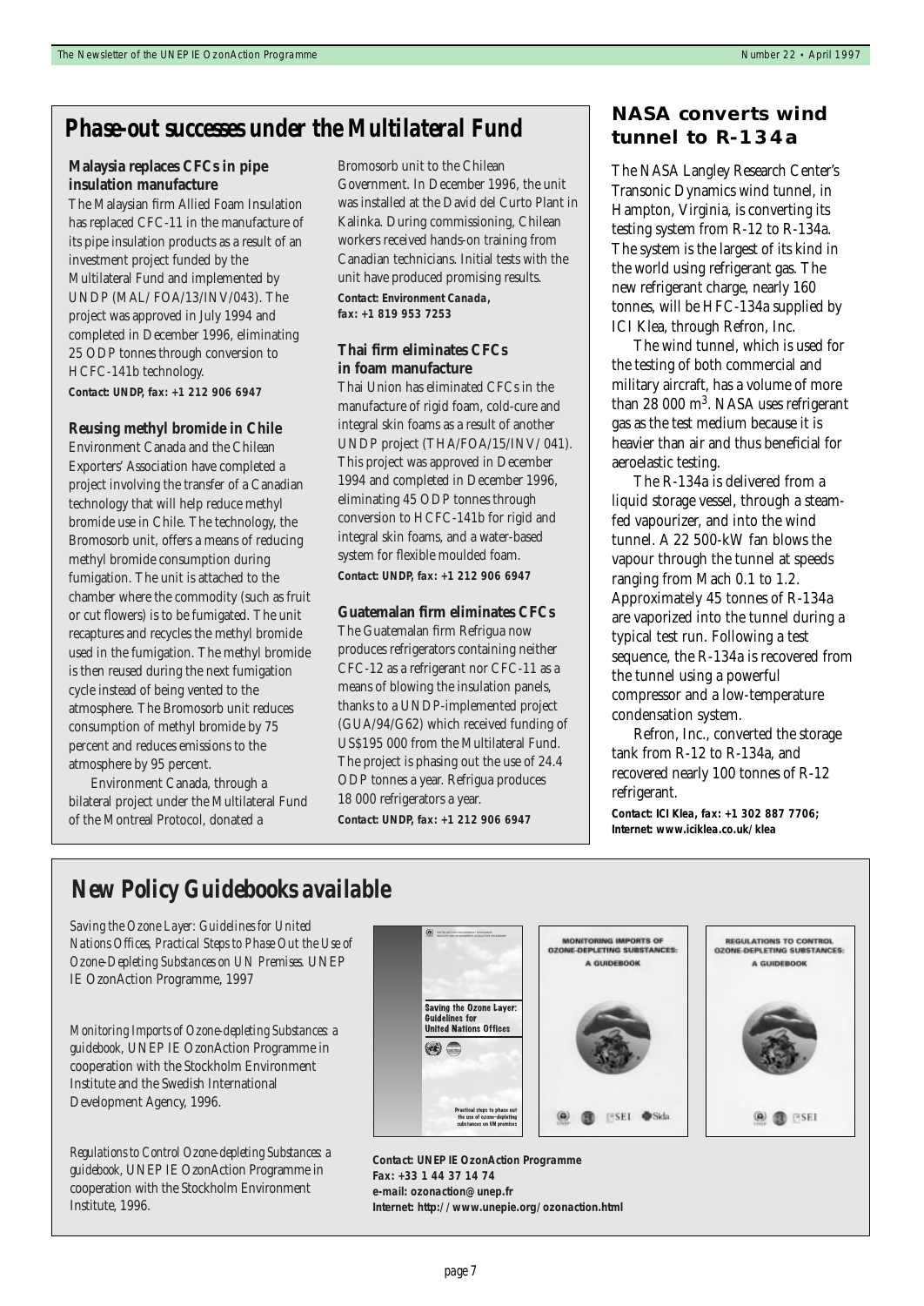## Phase-out successes under the Multilateral Fund

### Malaysia replaces CFCs in pipe insulation manufacture

The Malaysian firm Allied Foam Insulation has replaced CFC-11 in the manufacture of its pipe insulation products as a result of an investment project funded by the Multilateral Fund and implemented by UNDP (MAL/FOA/13/INV/043). The project was approved in July 1994 and completed in December 1996, eliminating 25 ODP tonnes through conversion to HCFC-141b technology.

**Contact: UNDP, fax: +1 212 906 6947**

### Reusing methyl bromide in Chile

Environment Canada and the Chilean Exporters' Association have completed a project involving the transfer of a Canadian technology that will help reduce methyl bromide use in Chile. The technology, the Bromosorb unit, offers a means of reducing methyl bromide consumption during fumigation. The unit is attached to the chamber where the commodity (such as fruit or cut flowers) is to be fumigated. The unit recaptures and recycles the methyl bromide used in the fumigation. The methyl bromide is then reused during the next fumigation cycle instead of being vented to the atmosphere. The Bromosorb unit reduces consumption of methyl bromide by 75 percent and reduces emissions to the atmosphere by 95 percent.

Environment Canada, through a bilateral project under the Multilateral Fund of the Montreal Protocol, donated a Bromosorb unit to the Chilean Government. In December 1996, the unit was installed at the David del Curto Plant in Kalinka. During commissioning, Chilean workers received hands-on training from Canadian technicians. Initial tests with the unit have produced promising results.

**Contact: Environment Canada, fax: +1 819 953 7253**

### Thai firm eliminates CFCs in foam manufacture

Thai Union has eliminated CFCs in the manufacture of rigid foam, cold-cure and integral skin foams as a result of another UNDP project (THA/FOA/15/INV/041). This project was approved in December 1994 and completed in December 1996, eliminating 45 ODP tonnes through conversion to HCFC-141b for rigid and integral skin foams, and a water-based system for flexible moulded foam.

**Contact: UNDP, fax: +1 212 906 6947**

### Guatemalan firm eliminates CFCs

The Guatemalan firm Refrigua now produces refrigerators containing neither CFC-12 as a refrigerant nor CFC-11 as a means of blowing the insulation panels, thanks to a UNDP-implemented project (GUA/94/G62) which received funding of US$195 000 from the Multilateral Fund. The project is phasing out the use of 24.4 ODP tonnes a year. Refrigua produces 18 000 refrigerators a year.

**Contact: UNDP, fax: +1 212 906 6947**

## NASA converts wind tunnel to R-134a

The NASA Langley Research Center's Transonic Dynamics wind tunnel, in Hampton, Virginia, is converting its testing system from R-12 to R-134a. The system is the largest of its kind in the world using refrigerant gas. The new refrigerant charge, nearly 160 tonnes, will be HFC-134a supplied by ICI Klea, through Refron, Inc.

The wind tunnel, which is used for the testing of both commercial and military aircraft, has a volume of more than 28 000 $m^3$. NASA uses refrigerant gas as the test medium because it is heavier than air and thus beneficial for aeroelastic testing.

The R-134a is delivered from a liquid storage vessel, through a steam-fed vapourizer, and into the wind tunnel. A 22 500-kW fan blows the vapour through the tunnel at speeds ranging from Mach 0.1 to 1.2. Approximately 45 tonnes of R-134a are vaporized into the tunnel during a typical test run. Following a test sequence, the R-134a is recovered from the tunnel using a powerful compressor and a low-temperature condensation system.

Refron, Inc., converted the storage tank from R-12 to R-134a, and recovered nearly 100 tonnes of R-12 refrigerant.

**Contact: ICI Klea, fax: +1 302 887 7706; Internet: www.iciklea.co.uk/klea**

## New Policy Guidebooks available

*Saving the Ozone Layer: Guidelines for United Nations Offices, Practical Steps to Phase Out the Use of Ozone-Depleting Substances on UN Premises.* UNEP IE OzonAction Programme, 1997

*Monitoring Imports of Ozone-depleting Substances: a guidebook*, UNEP IE OzonAction Programme in cooperation with the Stockholm Environment Institute and the Swedish International Development Agency, 1996.

*Regulations to Control Ozone-depleting Substances: a guidebook*, UNEP IE OzonAction Programme in cooperation with the Stockholm Environment Institute, 1996.

**Contact: UNEP IE OzonAction Programme**
**Fax: +33 1 44 37 14 74**
**e-mail: ozonaction@unep.fr**
**Internet: http://www.unepie.org/ozonaction.html**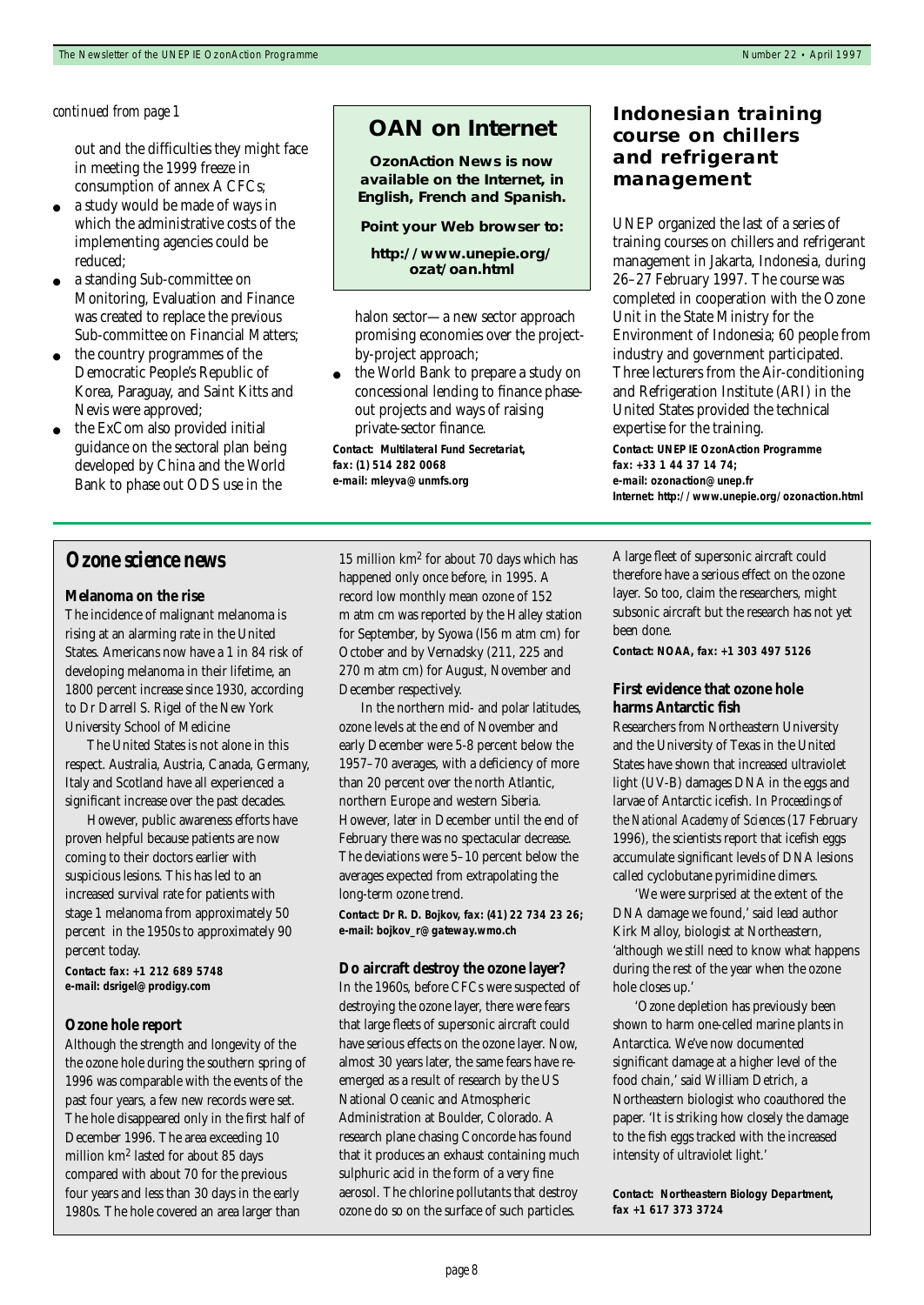*continued from page 1*

out and the difficulties they might face in meeting the 1999 freeze in consumption of annex A CFCs;

- a study would be made of ways in which the administrative costs of the implementing agencies could be reduced;
- a standing Sub-committee on Monitoring, Evaluation and Finance was created to replace the previous Sub-committee on Financial Matters;
- the country programmes of the Democratic People's Republic of Korea, Paraguay, and Saint Kitts and Nevis were approved;
- the ExCom also provided initial guidance on the sectoral plan being developed by China and the World Bank to phase out ODS use in the halon sector—a new sector approach promising economies over the project-by-project approach;
- the World Bank to prepare a study on concessional lending to finance phase-out projects and ways of raising private-sector finance.

**Contact: Multilateral Fund Secretariat, fax: (1) 514 282 0068 e-mail: mleyva@unmfs.org**

## OAN on Internet

**OzonAction News is now available on the Internet, in English, French and Spanish.**

**Point your Web browser to:**

**http://www.unepie.org/ozat/oan.html**

## Indonesian training course on chillers and refrigerant management

UNEP organized the last of a series of training courses on chillers and refrigerant management in Jakarta, Indonesia, during 26–27 February 1997. The course was completed in cooperation with the Ozone Unit in the State Ministry for the Environment of Indonesia; 60 people from industry and government participated. Three lecturers from the Air-conditioning and Refrigeration Institute (ARI) in the United States provided the technical expertise for the training.

**Contact: UNEP IE OzonAction Programme fax: +33 1 44 37 14 74; e-mail: ozonaction@unep.fr Internet: http://www.unepie.org/ozonaction.html**

## Ozone science news

### Melanoma on the rise

The incidence of malignant melanoma is rising at an alarming rate in the United States. Americans now have a 1 in 84 risk of developing melanoma in their lifetime, an 1800 percent increase since 1930, according to Dr Darrell S. Rigel of the New York University School of Medicine.

The United States is not alone in this respect. Australia, Austria, Canada, Germany, Italy and Scotland have all experienced a significant increase over the past decades.

However, public awareness efforts have proven helpful because patients are now coming to their doctors earlier with suspicious lesions. This has led to an increased survival rate for patients with stage 1 melanoma from approximately 50 percent in the 1950s to approximately 90 percent today.

**Contact: fax: +1 212 689 5748 e-mail: dsrigel@prodigy.com**

### Ozone hole report

Although the strength and longevity of the the ozone hole during the southern spring of 1996 was comparable with the events of the past four years, a few new records were set. The hole disappeared only in the first half of December 1996. The area exceeding 10 million km$^2$ lasted for about 85 days compared with about 70 for the previous four years and less than 30 days in the early 1980s. The hole covered an area larger than 15 million km$^2$ for about 70 days which has happened only once before, in 1995. A record low monthly mean ozone of 152 m atm cm was reported by the Halley station for September, by Syowa (l56 m atm cm) for October and by Vernadsky (211, 225 and 270 m atm cm) for August, November and December respectively.

In the northern mid- and polar latitudes, ozone levels at the end of November and early December were 5-8 percent below the 1957–70 averages, with a deficiency of more than 20 percent over the north Atlantic, northern Europe and western Siberia. However, later in December until the end of February there was no spectacular decrease. The deviations were 5–10 percent below the averages expected from extrapolating the long-term ozone trend.

**Contact: Dr R. D. Bojkov, fax: (41) 22 734 23 26; e-mail: bojkov_r@gateway.wmo.ch**

### Do aircraft destroy the ozone layer?

In the 1960s, before CFCs were suspected of destroying the ozone layer, there were fears that large fleets of supersonic aircraft could have serious effects on the ozone layer. Now, almost 30 years later, the same fears have re-emerged as a result of research by the US National Oceanic and Atmospheric Administration at Boulder, Colorado. A research plane chasing Concorde has found that it produces an exhaust containing much sulphuric acid in the form of a very fine aerosol. The chlorine pollutants that destroy ozone do so on the surface of such particles. A large fleet of supersonic aircraft could therefore have a serious effect on the ozone layer. So too, claim the researchers, might subsonic aircraft but the research has not yet been done.

**Contact: NOAA, fax: +1 303 497 5126**

### First evidence that ozone hole harms Antarctic fish

Researchers from Northeastern University and the University of Texas in the United States have shown that increased ultraviolet light (UV-B) damages DNA in the eggs and larvae of Antarctic icefish. In *Proceedings of the National Academy of Sciences* (17 February 1996), the scientists report that icefish eggs accumulate significant levels of DNA lesions called cyclobutane pyrimidine dimers.

'We were surprised at the extent of the DNA damage we found,' said lead author Kirk Malloy, biologist at Northeastern, 'although we still need to know what happens during the rest of the year when the ozone hole closes up.'

'Ozone depletion has previously been shown to harm one-celled marine plants in Antarctica. We've now documented significant damage at a higher level of the food chain,' said William Detrich, a Northeastern biologist who coauthored the paper. 'It is striking how closely the damage to the fish eggs tracked with the increased intensity of ultraviolet light.'

**Contact: Northeastern Biology Department, fax +1 617 373 3724**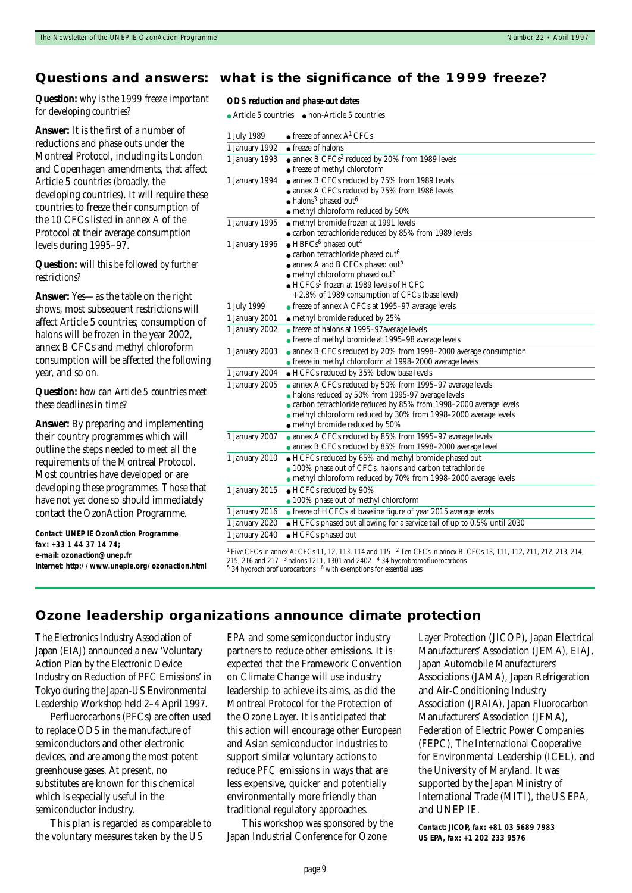## Questions and answers: what is the significance of the 1999 freeze?

**Question:** *why is the 1999 freeze important for developing countries?*

**Answer:** It is the first of a number of reductions and phase outs under the Montreal Protocol, including its London and Copenhagen amendments, that affect Article 5 countries (broadly, the developing countries). It will require these countries to freeze their consumption of the 10 CFCs listed in annex A of the Protocol at their average consumption levels during 1995–97.

**Question:** *will this be followed by further restrictions?*

**Answer:** Yes—as the table on the right shows, most subsequent restrictions will affect Article 5 countries; consumption of halons will be frozen in the year 2002, annex B CFCs and methyl chloroform consumption will be affected the following year, and so on.

**Question:** *how can Article 5 countries meet these deadlines in time?*

**Answer:** By preparing and implementing their country programmes which will outline the steps needed to meet all the requirements of the Montreal Protocol. Most countries have developed or are developing these programmes. Those that have not yet done so should immediately contact the OzonAction Programme.

**Contact: UNEP IE OzonAction Programme**
**fax: +33 1 44 37 14 74;**
**e-mail: ozonaction@unep.fr**
**Internet: http://www.unepie.org/ozonaction.html**

***ODS reduction and phase-out dates***

● Article 5 countries ● non-Article 5 countries

| Date | Measure |
|---|---|
| 1 July 1989 | ● freeze of annex A[1] CFCs |
| 1 January 1992 | ● freeze of halons |
| 1 January 1993 | ● annex B CFCs[2] reduced by 20% from 1989 levels<br>● freeze of methyl chloroform |
| 1 January 1994 | ● annex B CFCs reduced by 75% from 1989 levels<br>● annex A CFCs reduced by 75% from 1986 levels<br>● halons[3] phased out[6]<br>● methyl chloroform reduced by 50% |
| 1 January 1995 | ● methyl bromide frozen at 1991 levels<br>● carbon tetrachloride reduced by 85% from 1989 levels |
| 1 January 1996 | ● HBFCs[6] phased out[4]<br>● carbon tetrachloride phased out[6]<br>● annex A and B CFCs phased out[6]<br>● methyl chloroform phased out[6]<br>● HCFCs[5] frozen at 1989 levels of HCFC + 2.8% of 1989 consumption of CFCs (base level) |
| 1 July 1999 | ● freeze of annex A CFCs at 1995–97 average levels |
| 1 January 2001 | ● methyl bromide reduced by 25% |
| 1 January 2002 | ● freeze of halons at 1995–97average levels<br>● freeze of methyl bromide at 1995–98 average levels |
| 1 January 2003 | ● annex B CFCs reduced by 20% from 1998–2000 average consumption<br>● freeze in methyl chloroform at 1998–2000 average levels |
| 1 January 2004 | ● HCFCs reduced by 35% below base levels |
| 1 January 2005 | ● annex A CFCs reduced by 50% from 1995–97 average levels<br>● halons reduced by 50% from 1995-97 average levels<br>● carbon tetrachloride reduced by 85% from 1998–2000 average levels<br>● methyl chloroform reduced by 30% from 1998–2000 average levels<br>● methyl bromide reduced by 50% |
| 1 January 2007 | ● annex A CFCs reduced by 85% from 1995–97 average levels<br>● annex B CFCs reduced by 85% from 1998–2000 average level |
| 1 January 2010 | ● HCFCs reduced by 65% and methyl bromide phased out<br>● 100% phase out of CFCs, halons and carbon tetrachloride<br>● methyl chloroform reduced by 70% from 1998–2000 average levels |
| 1 January 2015 | ● HCFCs reduced by 90%<br>● 100% phase out of methyl chloroform |
| 1 January 2016 | ● freeze of HCFCs at baseline figure of year 2015 average levels |
| 1 January 2020 | ● HCFCs phased out allowing for a service tail of up to 0.5% until 2030 |
| 1 January 2040 | ● HCFCs phased out |

[1] Five CFCs in annex A: CFCs 11, 12, 113, 114 and 115 [2] Ten CFCs in annex B: CFCs 13, 111, 112, 211, 212, 213, 214, 215, 216 and 217 [3] halons 1211, 1301 and 2402 [4] 34 hydrobromofluorocarbons
[5] 34 hydrochlorofluorocarbons [6] with exemptions for essential uses

## Ozone leadership organizations announce climate protection

The Electronics Industry Association of Japan (EIAJ) announced a new 'Voluntary Action Plan by the Electronic Device Industry on Reduction of PFC Emissions' in Tokyo during the Japan-US Environmental Leadership Workshop held 2–4 April 1997.

Perfluorocarbons (PFCs) are often used to replace ODS in the manufacture of semiconductors and other electronic devices, and are among the most potent greenhouse gases. At present, no substitutes are known for this chemical which is especially useful in the semiconductor industry.

This plan is regarded as comparable to the voluntary measures taken by the US EPA and some semiconductor industry partners to reduce other emissions. It is expected that the Framework Convention on Climate Change will use industry leadership to achieve its aims, as did the Montreal Protocol for the Protection of the Ozone Layer. It is anticipated that this action will encourage other European and Asian semiconductor industries to support similar voluntary actions to reduce PFC emissions in ways that are less expensive, quicker and potentially environmentally more friendly than traditional regulatory approaches.

This workshop was sponsored by the Japan Industrial Conference for Ozone Layer Protection (JICOP), Japan Electrical Manufacturers' Association (JEMA), EIAJ, Japan Automobile Manufacturers' Associations (JAMA), Japan Refrigeration and Air-Conditioning Industry Association (JRAIA), Japan Fluorocarbon Manufacturers' Association (JFMA), Federation of Electric Power Companies (FEPC), The International Cooperative for Environmental Leadership (ICEL), and the University of Maryland. It was supported by the Japan Ministry of International Trade (MITI), the US EPA, and UNEP IE.

**Contact: JICOP, fax: +81 03 5689 7983**
**US EPA, fax: +1 202 233 9576**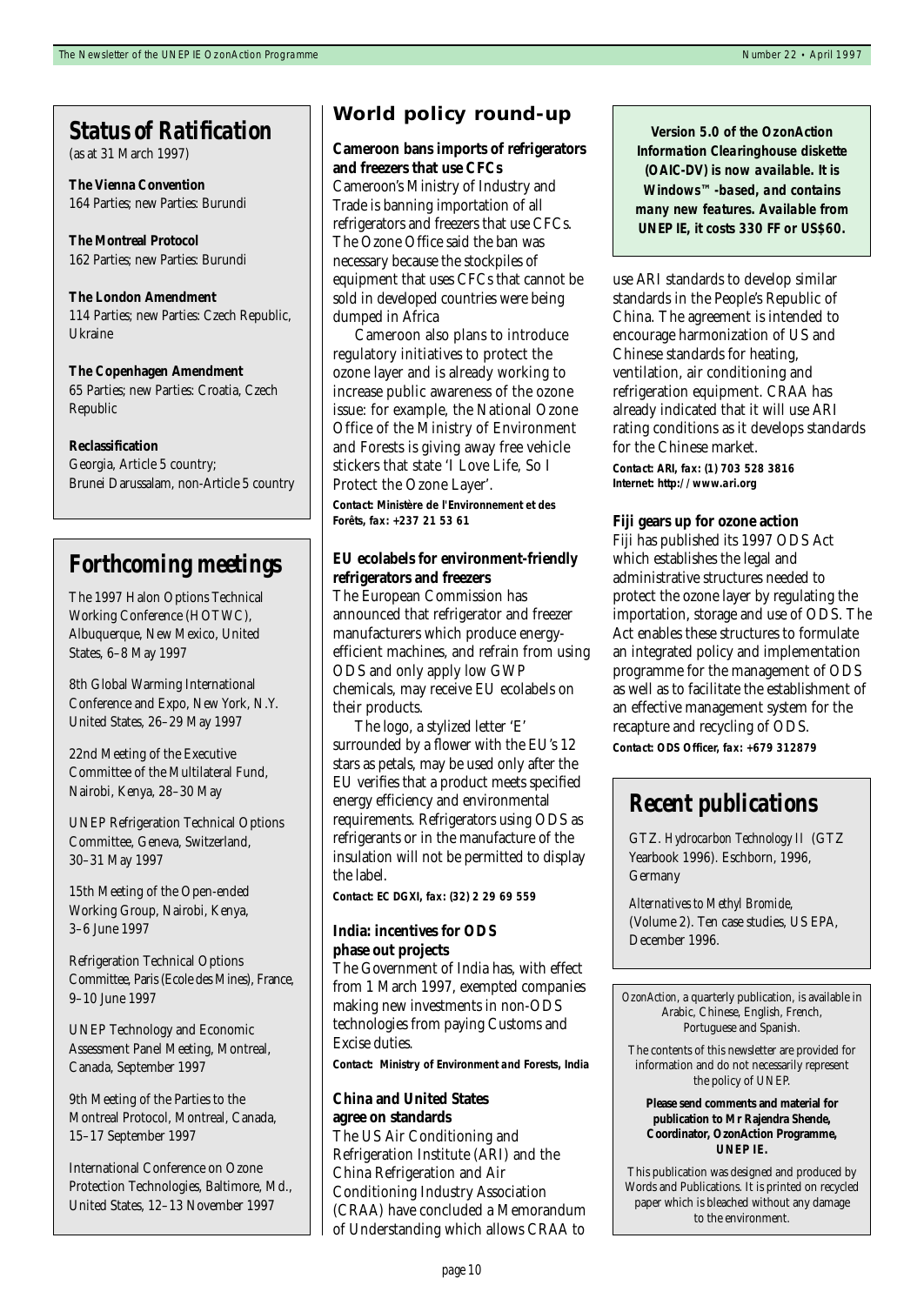## Status of Ratification

(as at 31 March 1997)

**The Vienna Convention**
164 Parties; new Parties: Burundi

**The Montreal Protocol**
162 Parties; new Parties: Burundi

**The London Amendment**
114 Parties; new Parties: Czech Republic, Ukraine

**The Copenhagen Amendment**
65 Parties; new Parties: Croatia, Czech Republic

**Reclassification**
Georgia, Article 5 country;
Brunei Darussalam, non-Article 5 country

## Forthcoming meetings

The 1997 Halon Options Technical Working Conference (HOTWC), Albuquerque, New Mexico, United States, 6–8 May 1997

8th Global Warming International Conference and Expo, New York, N.Y. United States, 26–29 May 1997

22nd Meeting of the Executive Committee of the Multilateral Fund, Nairobi, Kenya, 28–30 May

UNEP Refrigeration Technical Options Committee, Geneva, Switzerland, 30–31 May 1997

15th Meeting of the Open-ended Working Group, Nairobi, Kenya, 3–6 June 1997

Refrigeration Technical Options Committee, Paris (Ecole des Mines), France, 9–10 June 1997

UNEP Technology and Economic Assessment Panel Meeting, Montreal, Canada, September 1997

9th Meeting of the Parties to the Montreal Protocol, Montreal, Canada, 15–17 September 1997

International Conference on Ozone Protection Technologies, Baltimore, Md., United States, 12–13 November 1997

## World policy round-up

### Cameroon bans imports of refrigerators and freezers that use CFCs

Cameroon's Ministry of Industry and Trade is banning importation of all refrigerators and freezers that use CFCs. The Ozone Office said the ban was necessary because the stockpiles of equipment that uses CFCs that cannot be sold in developed countries were being dumped in Africa

Cameroon also plans to introduce regulatory initiatives to protect the ozone layer and is already working to increase public awareness of the ozone issue: for example, the National Ozone Office of the Ministry of Environment and Forests is giving away free vehicle stickers that state 'I Love Life, So I Protect the Ozone Layer'.

**Contact: Ministère de l'Environnement et des Forêts, fax: +237 21 53 61**

### EU ecolabels for environment-friendly refrigerators and freezers

The European Commission has announced that refrigerator and freezer manufacturers which produce energy-efficient machines, and refrain from using ODS and only apply low GWP chemicals, may receive EU ecolabels on their products.

The logo, a stylized letter 'E' surrounded by a flower with the EU's 12 stars as petals, may be used only after the EU verifies that a product meets specified energy efficiency and environmental requirements. Refrigerators using ODS as refrigerants or in the manufacture of the insulation will not be permitted to display the label.

**Contact: EC DGXI, fax: (32) 2 29 69 559**

### India: incentives for ODS phase out projects

The Government of India has, with effect from 1 March 1997, exempted companies making new investments in non-ODS technologies from paying Customs and Excise duties.

**Contact: Ministry of Environment and Forests, India**

### China and United States agree on standards

The US Air Conditioning and Refrigeration Institute (ARI) and the China Refrigeration and Air Conditioning Industry Association (CRAA) have concluded a Memorandum of Understanding which allows CRAA to use ARI standards to develop similar standards in the People's Republic of China. The agreement is intended to encourage harmonization of US and Chinese standards for heating, ventilation, air conditioning and refrigeration equipment. CRAA has already indicated that it will use ARI rating conditions as it develops standards for the Chinese market.

**Contact: ARI, fax: (1) 703 528 3816**
**Internet: http://www.ari.org**

### Fiji gears up for ozone action

Fiji has published its 1997 ODS Act which establishes the legal and administrative structures needed to protect the ozone layer by regulating the importation, storage and use of ODS. The Act enables these structures to formulate an integrated policy and implementation programme for the management of ODS as well as to facilitate the establishment of an effective management system for the recapture and recycling of ODS.

**Contact: ODS Officer, fax: +679 312879**

***Version 5.0 of the OzonAction Information Clearinghouse diskette (OAIC-DV) is now available. It is Windows™-based, and contains many new features. Available from UNEP IE, it costs 330 FF or US$60.***

## Recent publications

GTZ. *Hydrocarbon Technology II* (GTZ Yearbook 1996). Eschborn, 1996, Germany

*Alternatives to Methyl Bromide*, (Volume 2). Ten case studies, US EPA, December 1996.

*OzonAction*, a quarterly publication, is available in Arabic, Chinese, English, French, Portuguese and Spanish.

The contents of this newsletter are provided for information and do not necessarily represent the policy of UNEP.

**Please send comments and material for publication to Mr Rajendra Shende, Coordinator, OzonAction Programme, UNEP IE.**

This publication was designed and produced by Words and Publications. It is printed on recycled paper which is bleached without any damage to the environment.